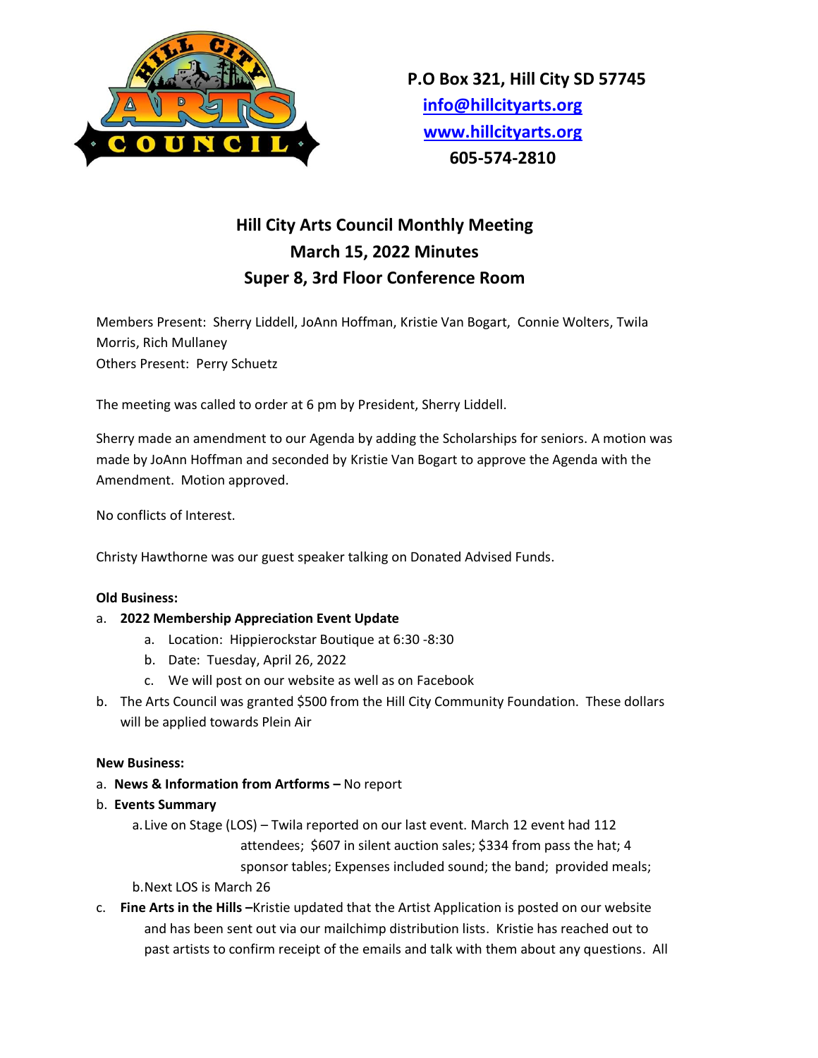**P.O Box 321, Hill City SD 57745**
**[info@hillcityarts.org](mailto:info@hillcityarts.org)**
**[www.hillcityarts.org](http://www.hillcityarts.org)**
**605-574-2810**

# Hill City Arts Council Monthly Meeting
## March 15, 2022 Minutes
## Super 8, 3rd Floor Conference Room

Members Present: Sherry Liddell, JoAnn Hoffman, Kristie Van Bogart, Connie Wolters, Twila Morris, Rich Mullaney
Others Present: Perry Schuetz

The meeting was called to order at 6 pm by President, Sherry Liddell.

Sherry made an amendment to our Agenda by adding the Scholarships for seniors. A motion was made by JoAnn Hoffman and seconded by Kristie Van Bogart to approve the Agenda with the Amendment. Motion approved.

No conflicts of Interest.

Christy Hawthorne was our guest speaker talking on Donated Advised Funds.

**Old Business:**

a. **2022 Membership Appreciation Event Update**
    a. Location: Hippierockstar Boutique at 6:30 -8:30
    b. Date: Tuesday, April 26, 2022
    c. We will post on our website as well as on Facebook
b. The Arts Council was granted $500 from the Hill City Community Foundation. These dollars will be applied towards Plein Air

**New Business:**

a. **News & Information from Artforms –** No report
b. **Events Summary**
    a. Live on Stage (LOS) – Twila reported on our last event. March 12 event had 112 attendees; $607 in silent auction sales; $334 from pass the hat; 4 sponsor tables; Expenses included sound; the band; provided meals;
    b. Next LOS is March 26
c. **Fine Arts in the Hills –**Kristie updated that the Artist Application is posted on our website and has been sent out via our mailchimp distribution lists. Kristie has reached out to past artists to confirm receipt of the emails and talk with them about any questions. All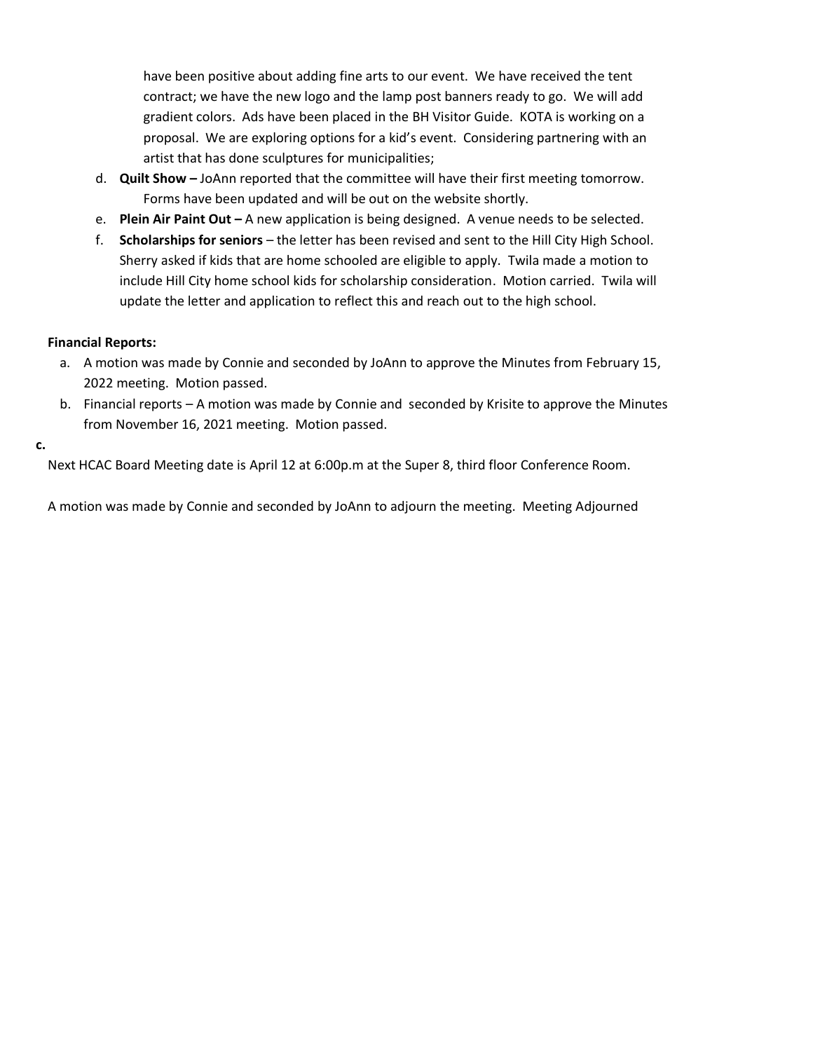have been positive about adding fine arts to our event. We have received the tent contract; we have the new logo and the lamp post banners ready to go. We will add gradient colors. Ads have been placed in the BH Visitor Guide. KOTA is working on a proposal. We are exploring options for a kid's event. Considering partnering with an artist that has done sculptures for municipalities;

d. **Quilt Show –** JoAnn reported that the committee will have their first meeting tomorrow. Forms have been updated and will be out on the website shortly.
e. **Plein Air Paint Out –** A new application is being designed. A venue needs to be selected.
f. **Scholarships for seniors** – the letter has been revised and sent to the Hill City High School. Sherry asked if kids that are home schooled are eligible to apply. Twila made a motion to include Hill City home school kids for scholarship consideration. Motion carried. Twila will update the letter and application to reflect this and reach out to the high school.

**Financial Reports:**

a. A motion was made by Connie and seconded by JoAnn to approve the Minutes from February 15, 2022 meeting. Motion passed.
b. Financial reports – A motion was made by Connie and seconded by Krisite to approve the Minutes from November 16, 2021 meeting. Motion passed.

**c.**

Next HCAC Board Meeting date is April 12 at 6:00p.m at the Super 8, third floor Conference Room.

A motion was made by Connie and seconded by JoAnn to adjourn the meeting. Meeting Adjourned